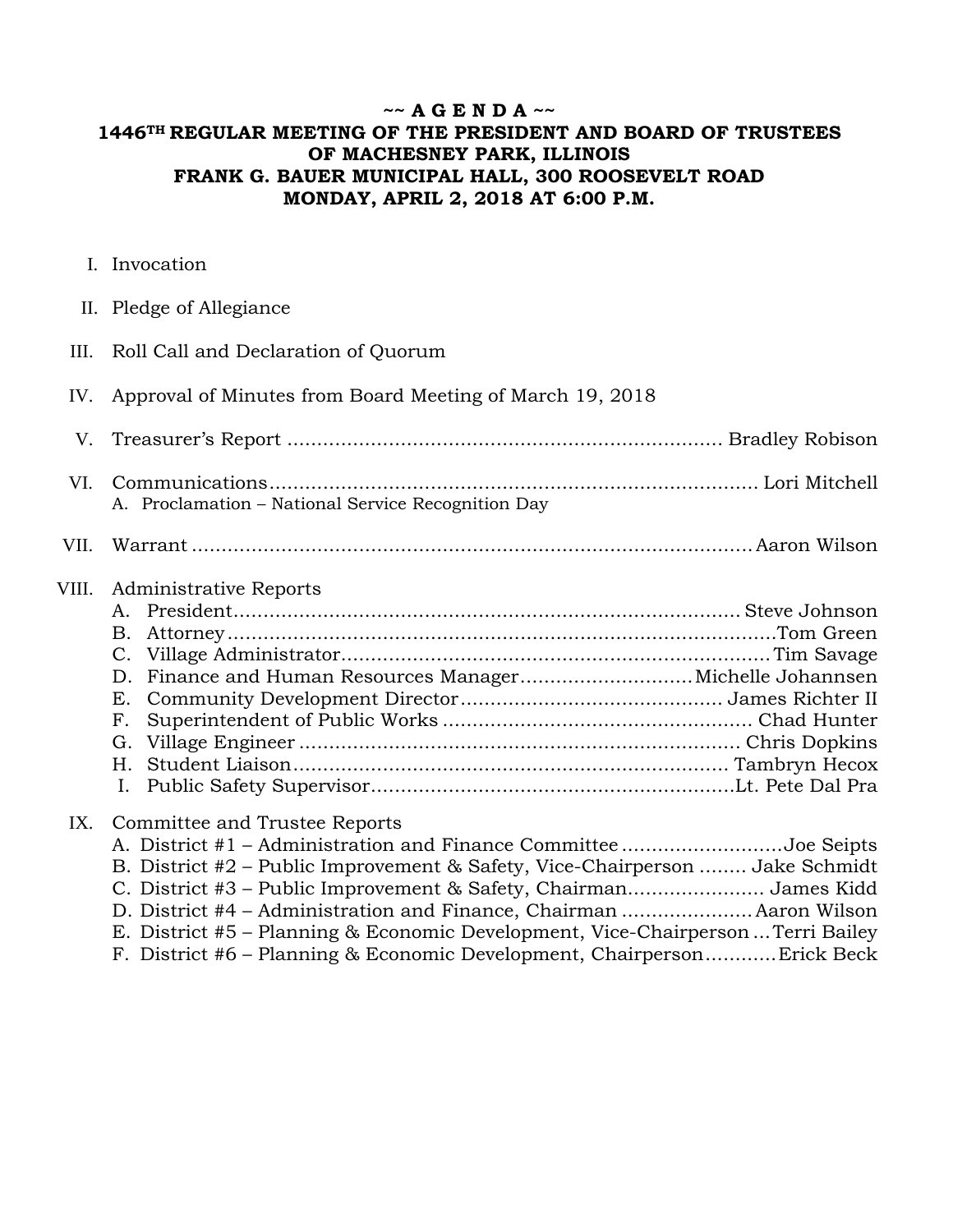# ~~ A G E N D A ~~

## 1446TH REGULAR MEETING OF THE PRESIDENT AND BOARD OF TRUSTEES OF MACHESNEY PARK, ILLINOIS
## FRANK G. BAUER MUNICIPAL HALL, 300 ROOSEVELT ROAD
## MONDAY, APRIL 2, 2018 AT 6:00 P.M.

I. Invocation

II. Pledge of Allegiance

III. Roll Call and Declaration of Quorum

IV. Approval of Minutes from Board Meeting of March 19, 2018

V. Treasurer's Report ........................................................................ Bradley Robison

VI. Communications.................................................................................. Lori Mitchell
   A. Proclamation – National Service Recognition Day

VII. Warrant ..............................................................................................Aaron Wilson

VIII. Administrative Reports
   A. President.................................................................................... Steve Johnson
   B. Attorney ..........................................................................................Tom Green
   C. Village Administrator.......................................................................Tim Savage
   D. Finance and Human Resources Manager.............................Michelle Johannsen
   E. Community Development Director............................................ James Richter II
   F. Superintendent of Public Works .................................................... Chad Hunter
   G. Village Engineer .......................................................................... Chris Dopkins
   H. Student Liaison......................................................................... Tambryn Hecox
   I. Public Safety Supervisor.............................................................Lt. Pete Dal Pra

IX. Committee and Trustee Reports
   A. District #1 – Administration and Finance Committee ...........................Joe Seipts
   B. District #2 – Public Improvement & Safety, Vice-Chairperson ........ Jake Schmidt
   C. District #3 – Public Improvement & Safety, Chairman....................... James Kidd
   D. District #4 – Administration and Finance, Chairman ......................Aaron Wilson
   E. District #5 – Planning & Economic Development, Vice-Chairperson ...Terri Bailey
   F. District #6 – Planning & Economic Development, Chairperson............Erick Beck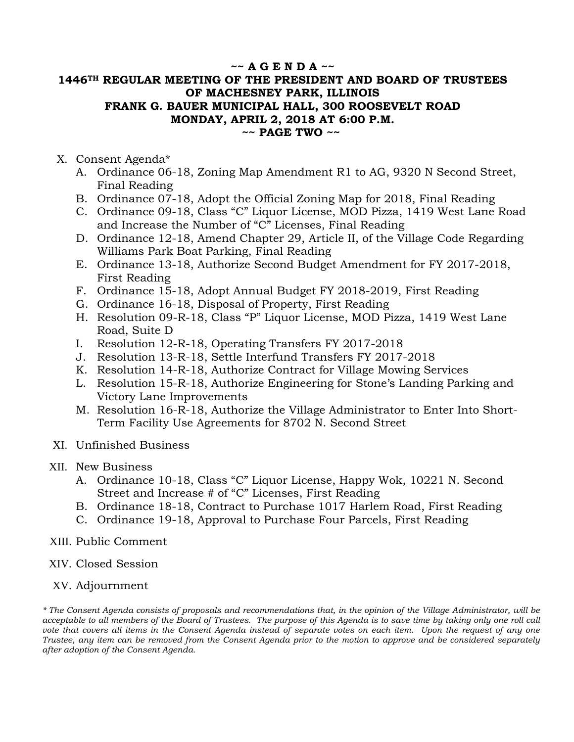**~~ A G E N D A ~~**

**1446[TH] REGULAR MEETING OF THE PRESIDENT AND BOARD OF TRUSTEES OF MACHESNEY PARK, ILLINOIS**

**FRANK G. BAUER MUNICIPAL HALL, 300 ROOSEVELT ROAD**

**MONDAY, APRIL 2, 2018 AT 6:00 P.M.**

**~~ PAGE TWO ~~**

X. Consent Agenda*
   - A. Ordinance 06-18, Zoning Map Amendment R1 to AG, 9320 N Second Street, Final Reading
   - B. Ordinance 07-18, Adopt the Official Zoning Map for 2018, Final Reading
   - C. Ordinance 09-18, Class "C" Liquor License, MOD Pizza, 1419 West Lane Road and Increase the Number of "C" Licenses, Final Reading
   - D. Ordinance 12-18, Amend Chapter 29, Article II, of the Village Code Regarding Williams Park Boat Parking, Final Reading
   - E. Ordinance 13-18, Authorize Second Budget Amendment for FY 2017-2018, First Reading
   - F. Ordinance 15-18, Adopt Annual Budget FY 2018-2019, First Reading
   - G. Ordinance 16-18, Disposal of Property, First Reading
   - H. Resolution 09-R-18, Class "P" Liquor License, MOD Pizza, 1419 West Lane Road, Suite D
   - I. Resolution 12-R-18, Operating Transfers FY 2017-2018
   - J. Resolution 13-R-18, Settle Interfund Transfers FY 2017-2018
   - K. Resolution 14-R-18, Authorize Contract for Village Mowing Services
   - L. Resolution 15-R-18, Authorize Engineering for Stone's Landing Parking and Victory Lane Improvements
   - M. Resolution 16-R-18, Authorize the Village Administrator to Enter Into Short-Term Facility Use Agreements for 8702 N. Second Street

XI. Unfinished Business

XII. New Business
   - A. Ordinance 10-18, Class "C" Liquor License, Happy Wok, 10221 N. Second Street and Increase # of "C" Licenses, First Reading
   - B. Ordinance 18-18, Contract to Purchase 1017 Harlem Road, First Reading
   - C. Ordinance 19-18, Approval to Purchase Four Parcels, First Reading

XIII. Public Comment

XIV. Closed Session

XV. Adjournment

*\* The Consent Agenda consists of proposals and recommendations that, in the opinion of the Village Administrator, will be acceptable to all members of the Board of Trustees. The purpose of this Agenda is to save time by taking only one roll call vote that covers all items in the Consent Agenda instead of separate votes on each item. Upon the request of any one Trustee, any item can be removed from the Consent Agenda prior to the motion to approve and be considered separately after adoption of the Consent Agenda.*